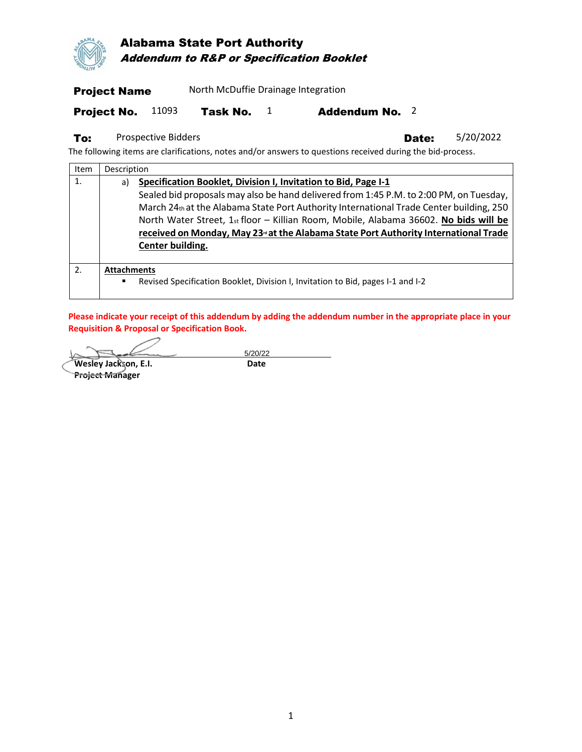# Alabama State Port Authority

## *Addendum to R&P or Specification Booklet*

**Project Name** North McDuffie Drainage Integration

**Project No.** 11093 **Task No.** 1 **Addendum No.** 2

**To:** Prospective Bidders **Date:** 5/20/2022

The following items are clarifications, notes and/or answers to questions received during the bid-process.

| Item | Description |
|---|---|
| 1. | a) **Specification Booklet, Division I, Invitation to Bid, Page I-1**<br>Sealed bid proposals may also be hand delivered from 1:45 P.M. to 2:00 PM, on Tuesday, March 24th at the Alabama State Port Authority International Trade Center building, 250 North Water Street, 1st floor – Killian Room, Mobile, Alabama 36602. **No bids will be received on Monday, May 23rd at the Alabama State Port Authority International Trade Center building.** |
| 2. | **Attachments**<br>▪ Revised Specification Booklet, Division I, Invitation to Bid, pages I-1 and I-2 |

**Please indicate your receipt of this addendum by adding the addendum number in the appropriate place in your Requisition & Proposal or Specification Book.**

**Wesley Jackson, E.I.**
**Project Manager**

5/20/22
**Date**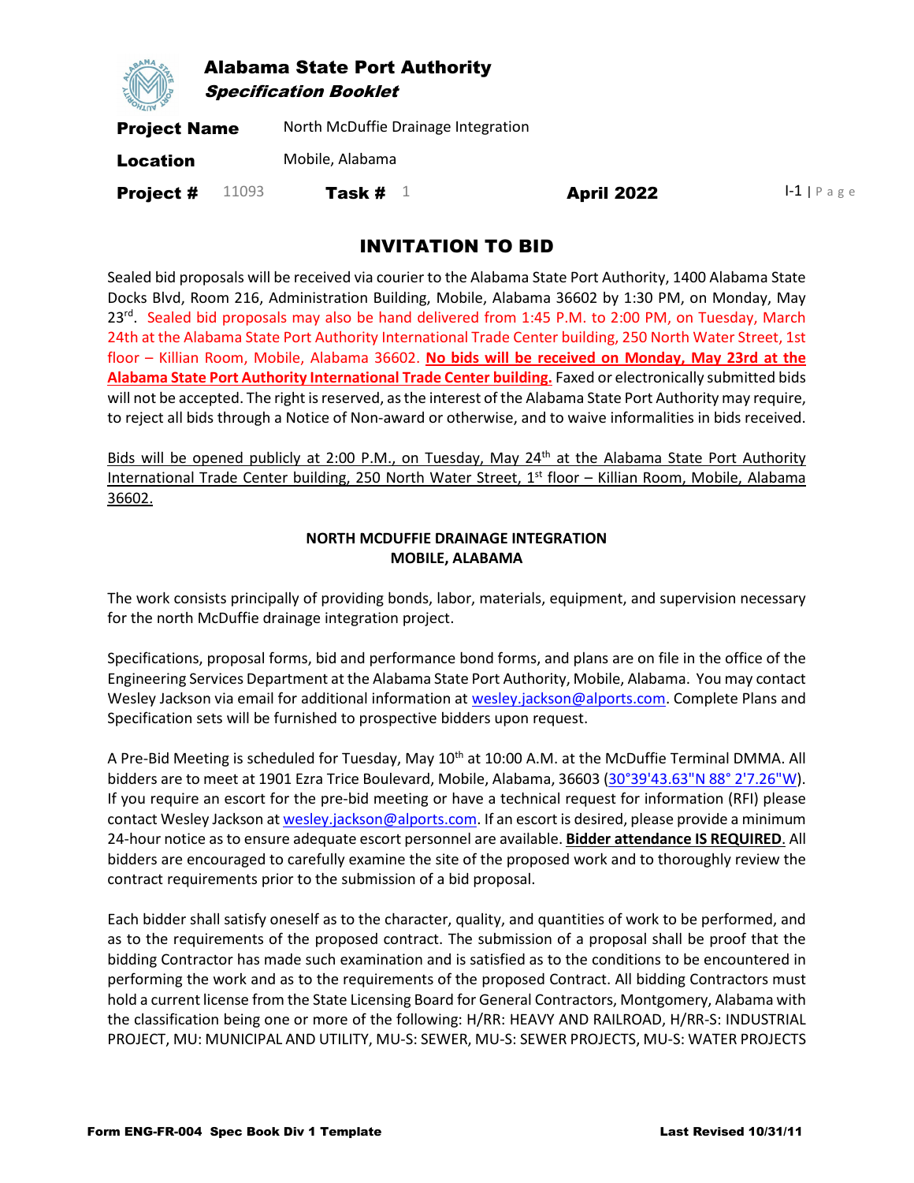# Alabama State Port Authority
***Specification Booklet***

**Project Name** North McDuffie Drainage Integration

**Location** Mobile, Alabama

**Project #** 11093 **Task #** 1 **April 2022**

## INVITATION TO BID

Sealed bid proposals will be received via courier to the Alabama State Port Authority, 1400 Alabama State Docks Blvd, Room 216, Administration Building, Mobile, Alabama 36602 by 1:30 PM, on Monday, May 23rd. Sealed bid proposals may also be hand delivered from 1:45 P.M. to 2:00 PM, on Tuesday, March 24th at the Alabama State Port Authority International Trade Center building, 250 North Water Street, 1st floor – Killian Room, Mobile, Alabama 36602. **No bids will be received on Monday, May 23rd at the Alabama State Port Authority International Trade Center building.** Faxed or electronically submitted bids will not be accepted. The right is reserved, as the interest of the Alabama State Port Authority may require, to reject all bids through a Notice of Non-award or otherwise, and to waive informalities in bids received.

Bids will be opened publicly at 2:00 P.M., on Tuesday, May 24th at the Alabama State Port Authority International Trade Center building, 250 North Water Street, 1st floor – Killian Room, Mobile, Alabama 36602.

**NORTH MCDUFFIE DRAINAGE INTEGRATION**
**MOBILE, ALABAMA**

The work consists principally of providing bonds, labor, materials, equipment, and supervision necessary for the north McDuffie drainage integration project.

Specifications, proposal forms, bid and performance bond forms, and plans are on file in the office of the Engineering Services Department at the Alabama State Port Authority, Mobile, Alabama. You may contact Wesley Jackson via email for additional information at wesley.jackson@alports.com. Complete Plans and Specification sets will be furnished to prospective bidders upon request.

A Pre-Bid Meeting is scheduled for Tuesday, May 10th at 10:00 A.M. at the McDuffie Terminal DMMA. All bidders are to meet at 1901 Ezra Trice Boulevard, Mobile, Alabama, 36603 (30°39'43.63"N 88° 2'7.26"W). If you require an escort for the pre-bid meeting or have a technical request for information (RFI) please contact Wesley Jackson at wesley.jackson@alports.com. If an escort is desired, please provide a minimum 24-hour notice as to ensure adequate escort personnel are available. **Bidder attendance IS REQUIRED**. All bidders are encouraged to carefully examine the site of the proposed work and to thoroughly review the contract requirements prior to the submission of a bid proposal.

Each bidder shall satisfy oneself as to the character, quality, and quantities of work to be performed, and as to the requirements of the proposed contract. The submission of a proposal shall be proof that the bidding Contractor has made such examination and is satisfied as to the conditions to be encountered in performing the work and as to the requirements of the proposed Contract. All bidding Contractors must hold a current license from the State Licensing Board for General Contractors, Montgomery, Alabama with the classification being one or more of the following: H/RR: HEAVY AND RAILROAD, H/RR-S: INDUSTRIAL PROJECT, MU: MUNICIPAL AND UTILITY, MU-S: SEWER, MU-S: SEWER PROJECTS, MU-S: WATER PROJECTS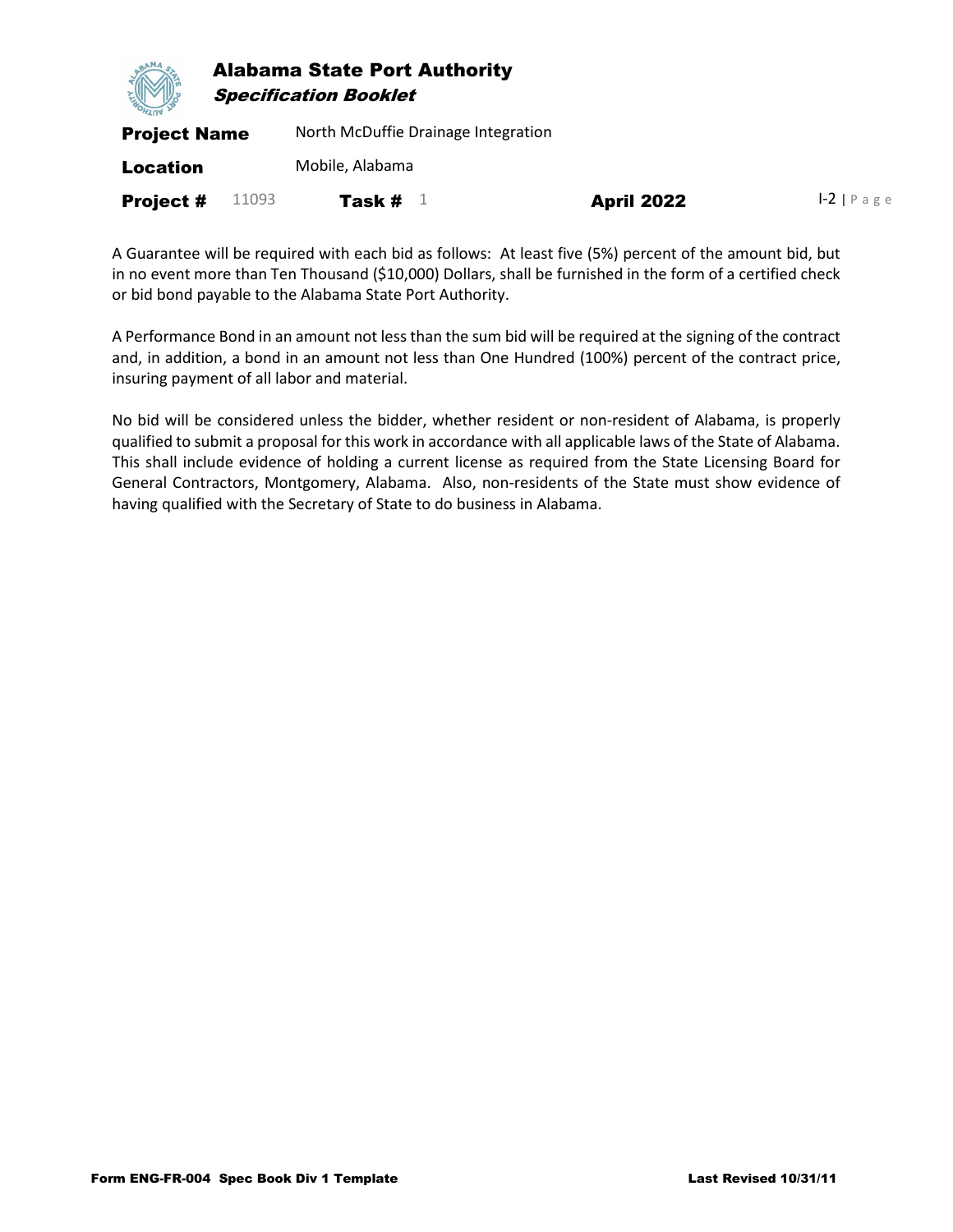A Guarantee will be required with each bid as follows: At least five (5%) percent of the amount bid, but in no event more than Ten Thousand ($10,000) Dollars, shall be furnished in the form of a certified check or bid bond payable to the Alabama State Port Authority.

A Performance Bond in an amount not less than the sum bid will be required at the signing of the contract and, in addition, a bond in an amount not less than One Hundred (100%) percent of the contract price, insuring payment of all labor and material.

No bid will be considered unless the bidder, whether resident or non-resident of Alabama, is properly qualified to submit a proposal for this work in accordance with all applicable laws of the State of Alabama. This shall include evidence of holding a current license as required from the State Licensing Board for General Contractors, Montgomery, Alabama. Also, non-residents of the State must show evidence of having qualified with the Secretary of State to do business in Alabama.